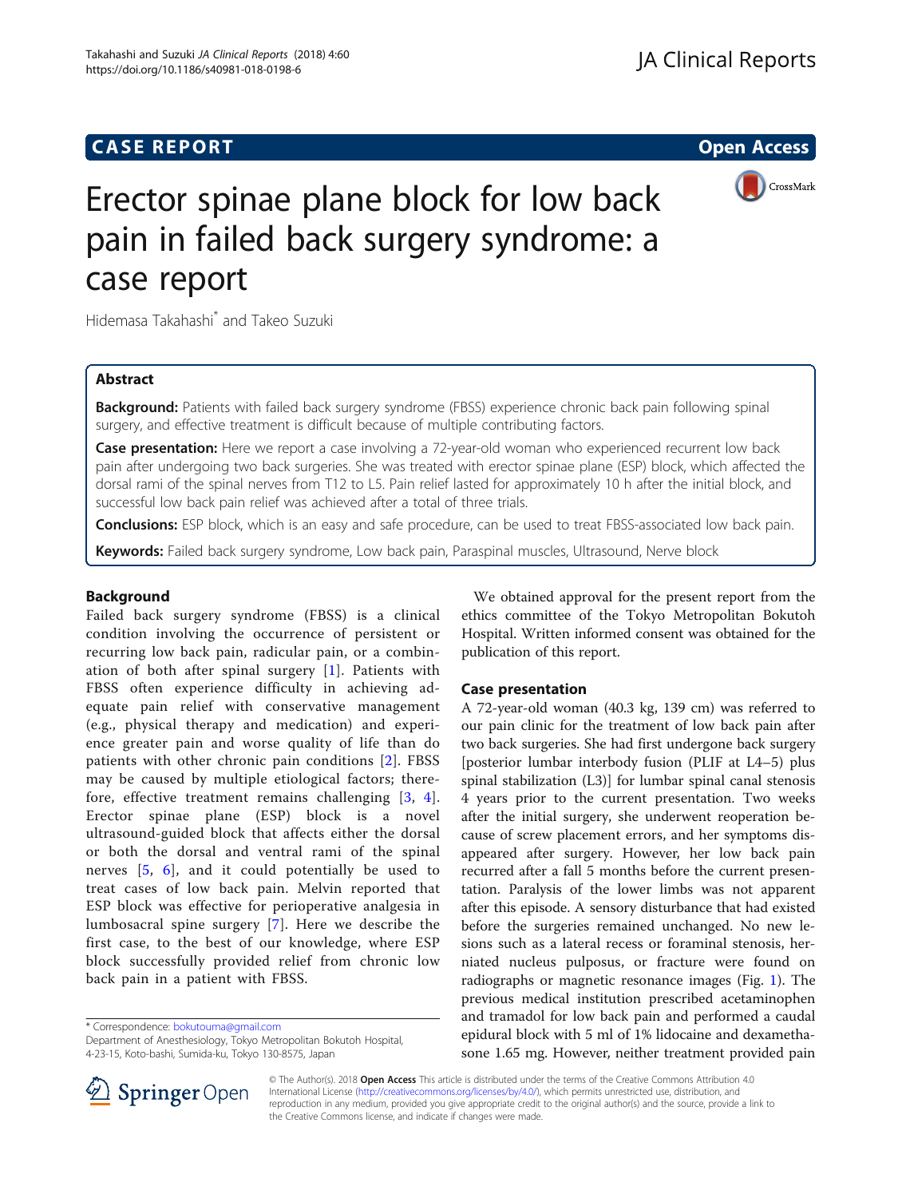CASE REPORT

Open Access

# Erector spinae plane block for low back pain in failed back surgery syndrome: a case report

Hidemasa Takahashi* and Takeo Suzuki

## Abstract

**Background:** Patients with failed back surgery syndrome (FBSS) experience chronic back pain following spinal surgery, and effective treatment is difficult because of multiple contributing factors.

**Case presentation:** Here we report a case involving a 72-year-old woman who experienced recurrent low back pain after undergoing two back surgeries. She was treated with erector spinae plane (ESP) block, which affected the dorsal rami of the spinal nerves from T12 to L5. Pain relief lasted for approximately 10 h after the initial block, and successful low back pain relief was achieved after a total of three trials.

**Conclusions:** ESP block, which is an easy and safe procedure, can be used to treat FBSS-associated low back pain.

**Keywords:** Failed back surgery syndrome, Low back pain, Paraspinal muscles, Ultrasound, Nerve block

## Background

Failed back surgery syndrome (FBSS) is a clinical condition involving the occurrence of persistent or recurring low back pain, radicular pain, or a combination of both after spinal surgery [1]. Patients with FBSS often experience difficulty in achieving adequate pain relief with conservative management (e.g., physical therapy and medication) and experience greater pain and worse quality of life than do patients with other chronic pain conditions [2]. FBSS may be caused by multiple etiological factors; therefore, effective treatment remains challenging [3, 4]. Erector spinae plane (ESP) block is a novel ultrasound-guided block that affects either the dorsal or both the dorsal and ventral rami of the spinal nerves [5, 6], and it could potentially be used to treat cases of low back pain. Melvin reported that ESP block was effective for perioperative analgesia in lumbosacral spine surgery [7]. Here we describe the first case, to the best of our knowledge, where ESP block successfully provided relief from chronic low back pain in a patient with FBSS.

We obtained approval for the present report from the ethics committee of the Tokyo Metropolitan Bokutoh Hospital. Written informed consent was obtained for the publication of this report.

## Case presentation

A 72-year-old woman (40.3 kg, 139 cm) was referred to our pain clinic for the treatment of low back pain after two back surgeries. She had first undergone back surgery [posterior lumbar interbody fusion (PLIF at L4–5) plus spinal stabilization (L3)] for lumbar spinal canal stenosis 4 years prior to the current presentation. Two weeks after the initial surgery, she underwent reoperation because of screw placement errors, and her symptoms disappeared after surgery. However, her low back pain recurred after a fall 5 months before the current presentation. Paralysis of the lower limbs was not apparent after this episode. A sensory disturbance that had existed before the surgeries remained unchanged. No new lesions such as a lateral recess or foraminal stenosis, herniated nucleus pulposus, or fracture were found on radiographs or magnetic resonance images (Fig. 1). The previous medical institution prescribed acetaminophen and tramadol for low back pain and performed a caudal epidural block with 5 ml of 1% lidocaine and dexamethasone 1.65 mg. However, neither treatment provided pain

---

* Correspondence: bokutouma@gmail.com
Department of Anesthesiology, Tokyo Metropolitan Bokutoh Hospital, 4-23-15, Koto-bashi, Sumida-ku, Tokyo 130-8575, Japan

© The Author(s). 2018 **Open Access** This article is distributed under the terms of the Creative Commons Attribution 4.0 International License (http://creativecommons.org/licenses/by/4.0/), which permits unrestricted use, distribution, and reproduction in any medium, provided you give appropriate credit to the original author(s) and the source, provide a link to the Creative Commons license, and indicate if changes were made.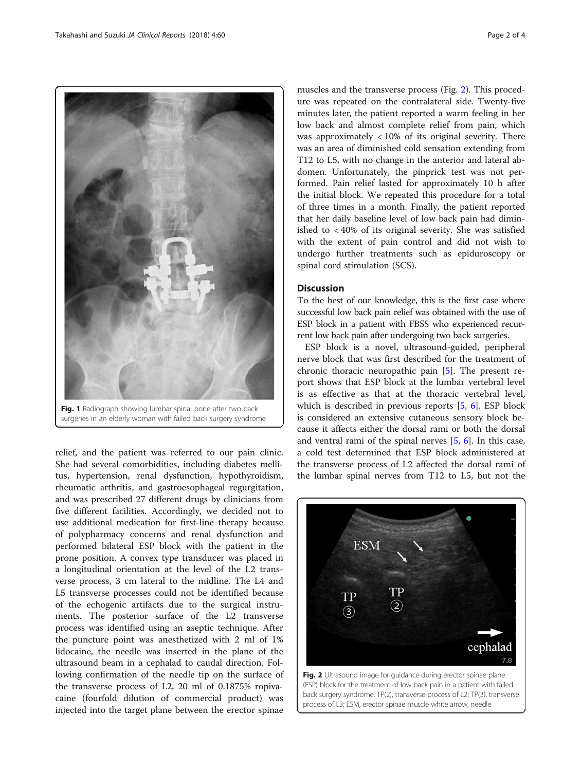Fig. 1 Radiograph showing lumbar spinal bone after two back surgeries in an elderly woman with failed back surgery syndrome

relief, and the patient was referred to our pain clinic. She had several comorbidities, including diabetes mellitus, hypertension, renal dysfunction, hypothyroidism, rheumatic arthritis, and gastroesophageal regurgitation, and was prescribed 27 different drugs by clinicians from five different facilities. Accordingly, we decided not to use additional medication for first-line therapy because of polypharmacy concerns and renal dysfunction and performed bilateral ESP block with the patient in the prone position. A convex type transducer was placed in a longitudinal orientation at the level of the L2 transverse process, 3 cm lateral to the midline. The L4 and L5 transverse processes could not be identified because of the echogenic artifacts due to the surgical instruments. The posterior surface of the L2 transverse process was identified using an aseptic technique. After the puncture point was anesthetized with 2 ml of 1% lidocaine, the needle was inserted in the plane of the ultrasound beam in a cephalad to caudal direction. Following confirmation of the needle tip on the surface of the transverse process of L2, 20 ml of 0.1875% ropivacaine (fourfold dilution of commercial product) was injected into the target plane between the erector spinae muscles and the transverse process (Fig. 2). This procedure was repeated on the contralateral side. Twenty-five minutes later, the patient reported a warm feeling in her low back and almost complete relief from pain, which was approximately < 10% of its original severity. There was an area of diminished cold sensation extending from T12 to L5, with no change in the anterior and lateral abdomen. Unfortunately, the pinprick test was not performed. Pain relief lasted for approximately 10 h after the initial block. We repeated this procedure for a total of three times in a month. Finally, the patient reported that her daily baseline level of low back pain had diminished to < 40% of its original severity. She was satisfied with the extent of pain control and did not wish to undergo further treatments such as epiduroscopy or spinal cord stimulation (SCS).

## Discussion

To the best of our knowledge, this is the first case where successful low back pain relief was obtained with the use of ESP block in a patient with FBSS who experienced recurrent low back pain after undergoing two back surgeries.

ESP block is a novel, ultrasound-guided, peripheral nerve block that was first described for the treatment of chronic thoracic neuropathic pain [5]. The present report shows that ESP block at the lumbar vertebral level is as effective as that at the thoracic vertebral level, which is described in previous reports [5, 6]. ESP block is considered an extensive cutaneous sensory block because it affects either the dorsal rami or both the dorsal and ventral rami of the spinal nerves [5, 6]. In this case, a cold test determined that ESP block administered at the transverse process of L2 affected the dorsal rami of the lumbar spinal nerves from T12 to L5, but not the

Fig. 2 Ultrasound image for guidance during erector spinae plane (ESP) block for the treatment of low back pain in a patient with failed back surgery syndrome. TP(2), transverse process of L2; TP(3), transverse process of L3; ESM, erector spinae muscle white arrow, needle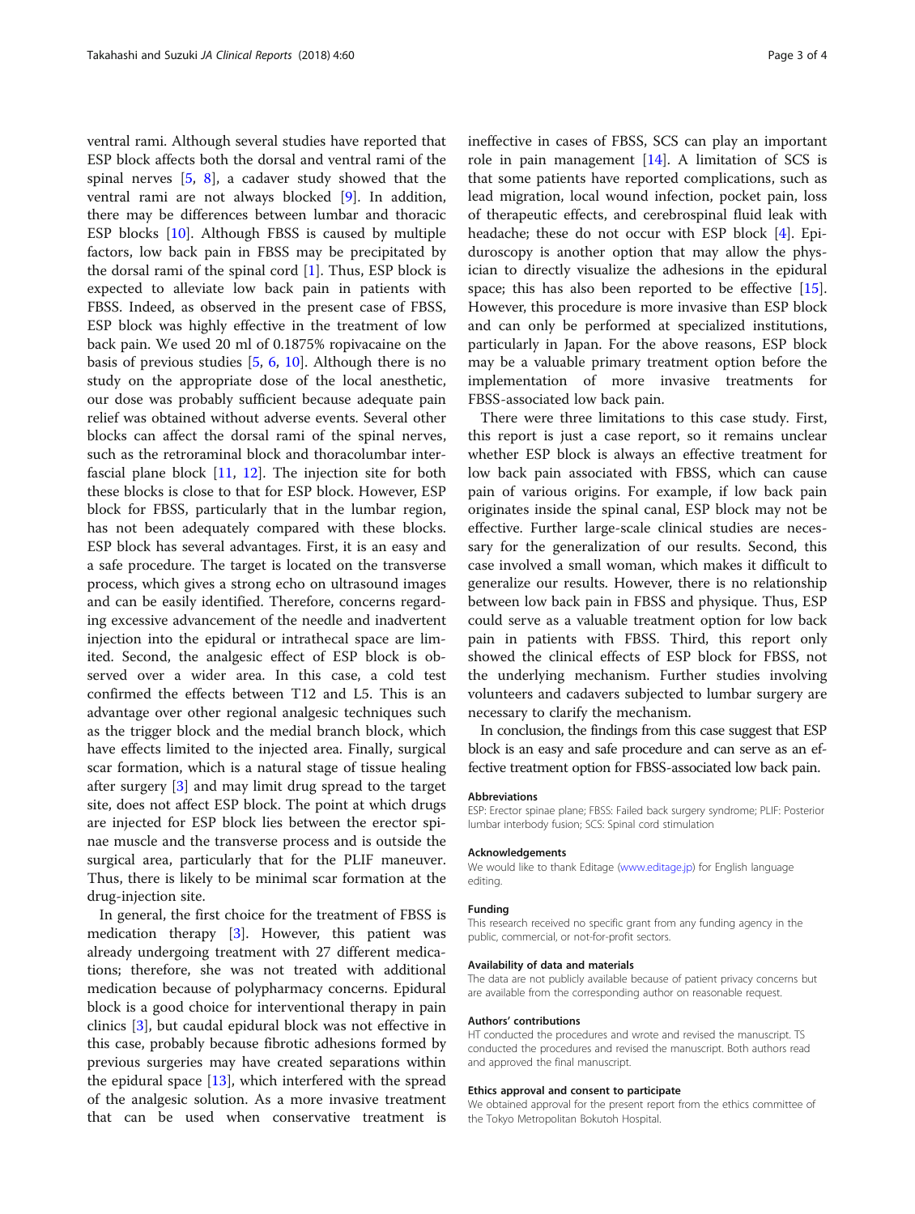ventral rami. Although several studies have reported that ESP block affects both the dorsal and ventral rami of the spinal nerves [5, 8], a cadaver study showed that the ventral rami are not always blocked [9]. In addition, there may be differences between lumbar and thoracic ESP blocks [10]. Although FBSS is caused by multiple factors, low back pain in FBSS may be precipitated by the dorsal rami of the spinal cord [1]. Thus, ESP block is expected to alleviate low back pain in patients with FBSS. Indeed, as observed in the present case of FBSS, ESP block was highly effective in the treatment of low back pain. We used 20 ml of 0.1875% ropivacaine on the basis of previous studies [5, 6, 10]. Although there is no study on the appropriate dose of the local anesthetic, our dose was probably sufficient because adequate pain relief was obtained without adverse events. Several other blocks can affect the dorsal rami of the spinal nerves, such as the retroraminal block and thoracolumbar interfascial plane block [11, 12]. The injection site for both these blocks is close to that for ESP block. However, ESP block for FBSS, particularly that in the lumbar region, has not been adequately compared with these blocks. ESP block has several advantages. First, it is an easy and a safe procedure. The target is located on the transverse process, which gives a strong echo on ultrasound images and can be easily identified. Therefore, concerns regarding excessive advancement of the needle and inadvertent injection into the epidural or intrathecal space are limited. Second, the analgesic effect of ESP block is observed over a wider area. In this case, a cold test confirmed the effects between T12 and L5. This is an advantage over other regional analgesic techniques such as the trigger block and the medial branch block, which have effects limited to the injected area. Finally, surgical scar formation, which is a natural stage of tissue healing after surgery [3] and may limit drug spread to the target site, does not affect ESP block. The point at which drugs are injected for ESP block lies between the erector spinae muscle and the transverse process and is outside the surgical area, particularly that for the PLIF maneuver. Thus, there is likely to be minimal scar formation at the drug-injection site.

In general, the first choice for the treatment of FBSS is medication therapy [3]. However, this patient was already undergoing treatment with 27 different medications; therefore, she was not treated with additional medication because of polypharmacy concerns. Epidural block is a good choice for interventional therapy in pain clinics [3], but caudal epidural block was not effective in this case, probably because fibrotic adhesions formed by previous surgeries may have created separations within the epidural space [13], which interfered with the spread of the analgesic solution. As a more invasive treatment that can be used when conservative treatment is ineffective in cases of FBSS, SCS can play an important role in pain management [14]. A limitation of SCS is that some patients have reported complications, such as lead migration, local wound infection, pocket pain, loss of therapeutic effects, and cerebrospinal fluid leak with headache; these do not occur with ESP block [4]. Epiduroscopy is another option that may allow the physician to directly visualize the adhesions in the epidural space; this has also been reported to be effective [15]. However, this procedure is more invasive than ESP block and can only be performed at specialized institutions, particularly in Japan. For the above reasons, ESP block may be a valuable primary treatment option before the implementation of more invasive treatments for FBSS-associated low back pain.

There were three limitations to this case study. First, this report is just a case report, so it remains unclear whether ESP block is always an effective treatment for low back pain associated with FBSS, which can cause pain of various origins. For example, if low back pain originates inside the spinal canal, ESP block may not be effective. Further large-scale clinical studies are necessary for the generalization of our results. Second, this case involved a small woman, which makes it difficult to generalize our results. However, there is no relationship between low back pain in FBSS and physique. Thus, ESP could serve as a valuable treatment option for low back pain in patients with FBSS. Third, this report only showed the clinical effects of ESP block for FBSS, not the underlying mechanism. Further studies involving volunteers and cadavers subjected to lumbar surgery are necessary to clarify the mechanism.

In conclusion, the findings from this case suggest that ESP block is an easy and safe procedure and can serve as an effective treatment option for FBSS-associated low back pain.

### Abbreviations

ESP: Erector spinae plane; FBSS: Failed back surgery syndrome; PLIF: Posterior lumbar interbody fusion; SCS: Spinal cord stimulation

### Acknowledgements

We would like to thank Editage (www.editage.jp) for English language editing.

### Funding

This research received no specific grant from any funding agency in the public, commercial, or not-for-profit sectors.

### Availability of data and materials

The data are not publicly available because of patient privacy concerns but are available from the corresponding author on reasonable request.

### Authors' contributions

HT conducted the procedures and wrote and revised the manuscript. TS conducted the procedures and revised the manuscript. Both authors read and approved the final manuscript.

### Ethics approval and consent to participate

We obtained approval for the present report from the ethics committee of the Tokyo Metropolitan Bokutoh Hospital.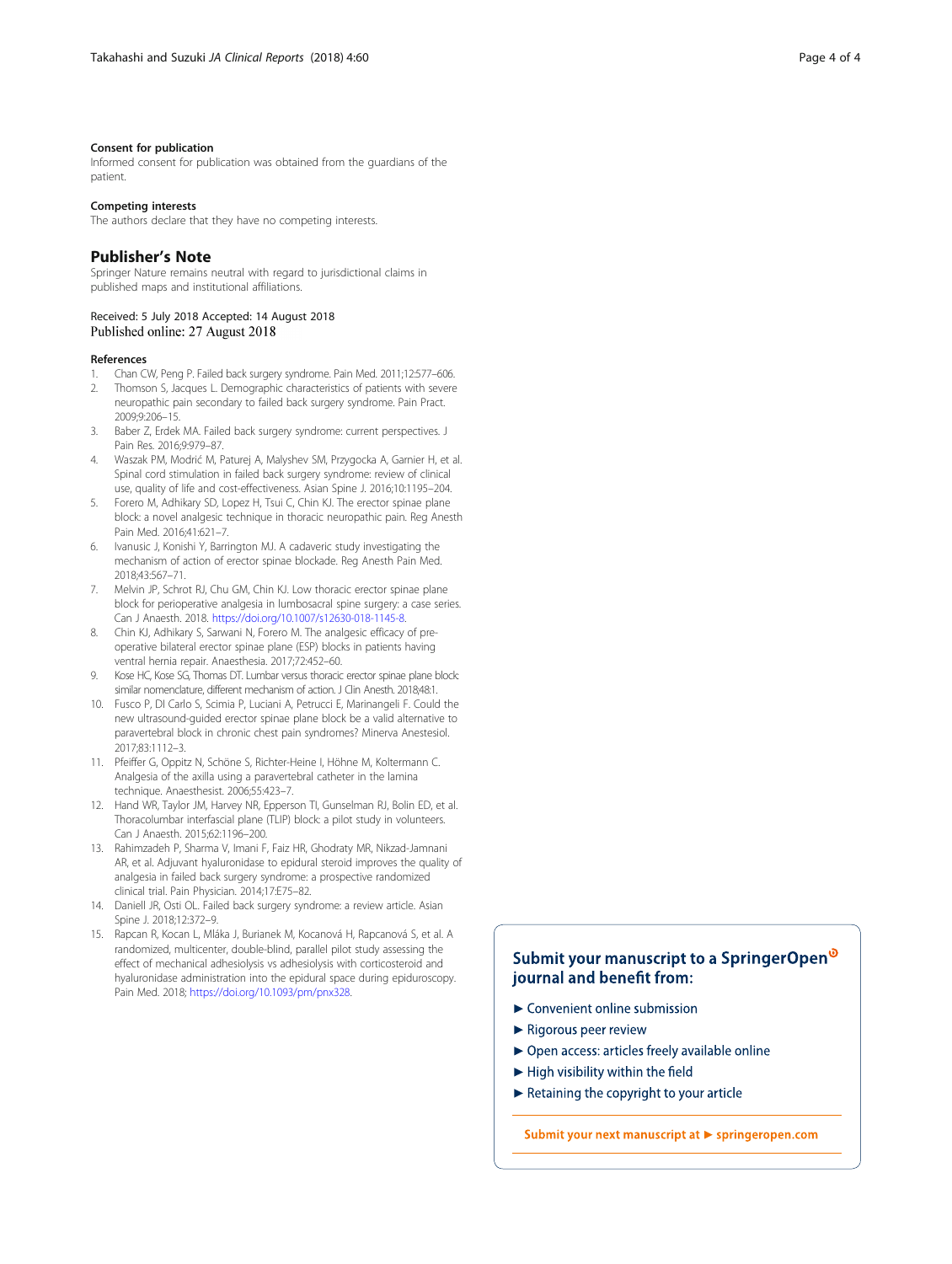### Consent for publication

Informed consent for publication was obtained from the guardians of the patient.

### Competing interests

The authors declare that they have no competing interests.

## Publisher's Note

Springer Nature remains neutral with regard to jurisdictional claims in published maps and institutional affiliations.

Received: 5 July 2018 Accepted: 14 August 2018
Published online: 27 August 2018

### References

1. Chan CW, Peng P. Failed back surgery syndrome. Pain Med. 2011;12:577–606.
2. Thomson S, Jacques L. Demographic characteristics of patients with severe neuropathic pain secondary to failed back surgery syndrome. Pain Pract. 2009;9:206–15.
3. Baber Z, Erdek MA. Failed back surgery syndrome: current perspectives. J Pain Res. 2016;9:979–87.
4. Waszak PM, Modrić M, Paturej A, Malyshev SM, Przygocka A, Garnier H, et al. Spinal cord stimulation in failed back surgery syndrome: review of clinical use, quality of life and cost-effectiveness. Asian Spine J. 2016;10:1195–204.
5. Forero M, Adhikary SD, Lopez H, Tsui C, Chin KJ. The erector spinae plane block: a novel analgesic technique in thoracic neuropathic pain. Reg Anesth Pain Med. 2016;41:621–7.
6. Ivanusic J, Konishi Y, Barrington MJ. A cadaveric study investigating the mechanism of action of erector spinae blockade. Reg Anesth Pain Med. 2018;43:567–71.
7. Melvin JP, Schrot RJ, Chu GM, Chin KJ. Low thoracic erector spinae plane block for perioperative analgesia in lumbosacral spine surgery: a case series. Can J Anaesth. 2018. https://doi.org/10.1007/s12630-018-1145-8.
8. Chin KJ, Adhikary S, Sarwani N, Forero M. The analgesic efficacy of pre-operative bilateral erector spinae plane (ESP) blocks in patients having ventral hernia repair. Anaesthesia. 2017;72:452–60.
9. Kose HC, Kose SG, Thomas DT. Lumbar versus thoracic erector spinae plane block: similar nomenclature, different mechanism of action. J Clin Anesth. 2018;48:1.
10. Fusco P, DI Carlo S, Scimia P, Luciani A, Petrucci E, Marinangeli F. Could the new ultrasound-guided erector spinae plane block be a valid alternative to paravertebral block in chronic chest pain syndromes? Minerva Anestesiol. 2017;83:1112–3.
11. Pfeiffer G, Oppitz N, Schöne S, Richter-Heine I, Höhne M, Koltermann C. Analgesia of the axilla using a paravertebral catheter in the lamina technique. Anaesthesist. 2006;55:423–7.
12. Hand WR, Taylor JM, Harvey NR, Epperson TI, Gunselman RJ, Bolin ED, et al. Thoracolumbar interfascial plane (TLIP) block: a pilot study in volunteers. Can J Anaesth. 2015;62:1196–200.
13. Rahimzadeh P, Sharma V, Imani F, Faiz HR, Ghodraty MR, Nikzad-Jamnani AR, et al. Adjuvant hyaluronidase to epidural steroid improves the quality of analgesia in failed back surgery syndrome: a prospective randomized clinical trial. Pain Physician. 2014;17:E75–82.
14. Daniell JR, Osti OL. Failed back surgery syndrome: a review article. Asian Spine J. 2018;12:372–9.
15. Rapcan R, Kocan L, Mláka J, Burianek M, Kocanová H, Rapcanová S, et al. A randomized, multicenter, double-blind, parallel pilot study assessing the effect of mechanical adhesiolysis vs adhesiolysis with corticosteroid and hyaluronidase administration into the epidural space during epiduroscopy. Pain Med. 2018; https://doi.org/10.1093/pm/pnx328.

**Submit your manuscript to a SpringerOpen journal and benefit from:**

- ► Convenient online submission
- ► Rigorous peer review
- ► Open access: articles freely available online
- ► High visibility within the field
- ► Retaining the copyright to your article

**Submit your next manuscript at ► springeropen.com**